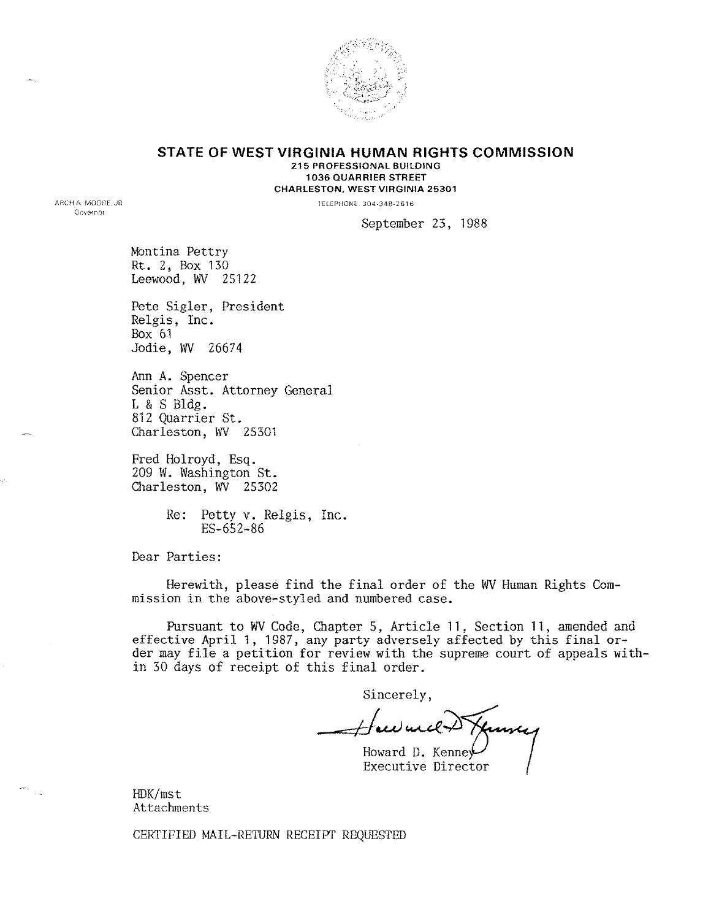# STATE OF WEST VIRGINIA HUMAN RIGHTS COMMISSION

**215 PROFESSIONAL BUILDING**
**1036 QUARRIER STREET**
**CHARLESTON, WEST VIRGINIA 25301**

ARCH A. MOORE, JR.
Governor

TELEPHONE 304-348-2616

September 23, 1988

Montina Pettry
Rt. 2, Box 130
Leewood, WV 25122

Pete Sigler, President
Relgis, Inc.
Box 61
Jodie, WV 26674

Ann A. Spencer
Senior Asst. Attorney General
L & S Bldg.
812 Quarrier St.
Charleston, WV 25301

Fred Holroyd, Esq.
209 W. Washington St.
Charleston, WV 25302

Re: Petty v. Relgis, Inc.
ES-652-86

Dear Parties:

Herewith, please find the final order of the WV Human Rights Commission in the above-styled and numbered case.

Pursuant to WV Code, Chapter 5, Article 11, Section 11, amended and effective April 1, 1987, any party adversely affected by this final order may file a petition for review with the supreme court of appeals within 30 days of receipt of this final order.

Sincerely,

Howard D. Kenney
Executive Director

HDK/mst
Attachments

CERTIFIED MAIL-RETURN RECEIPT REQUESTED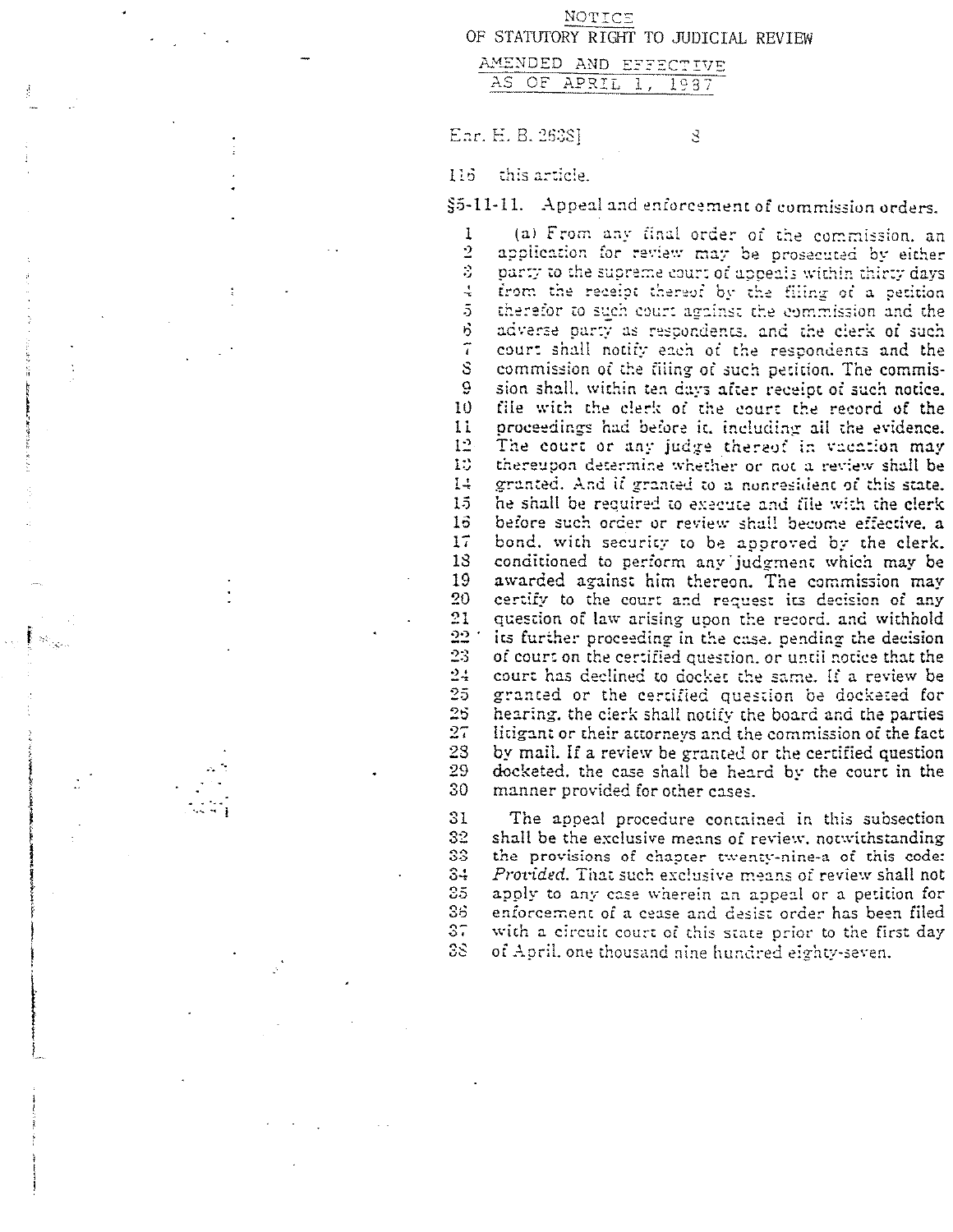NOTICE

OF STATUTORY RIGHT TO JUDICIAL REVIEW

AMENDED AND EFFECTIVE AS OF APRIL 1, 1987

Enr. H. B. 2638]

116 this article.

§5-11-11. Appeal and enforcement of commission orders.

(a) From any final order of the commission, an application for review may be prosecuted by either party to the supreme court of appeals within thirty days from the receipt thereof by the filing of a petition therefor to such court against the commission and the adverse party as respondents, and the clerk of such court shall notify each of the respondents and the commission of the filing of such petition. The commission shall, within ten days after receipt of such notice, file with the clerk of the court the record of the proceedings had before it, including all the evidence. The court or any judge thereof in vacation may thereupon determine whether or not a review shall be granted. And if granted to a nonresident of this state, he shall be required to execute and file with the clerk before such order or review shall become effective, a bond, with security to be approved by the clerk, conditioned to perform any judgment which may be awarded against him thereon. The commission may certify to the court and request its decision of any question of law arising upon the record, and withhold its further proceeding in the case, pending the decision of court on the certified question, or until notice that the court has declined to docket the same. If a review be granted or the certified question be docketed for hearing, the clerk shall notify the board and the parties litigant or their attorneys and the commission of the fact by mail. If a review be granted or the certified question docketed, the case shall be heard by the court in the manner provided for other cases.

The appeal procedure contained in this subsection shall be the exclusive means of review, notwithstanding the provisions of chapter twenty-nine-a of this code: *Provided*, That such exclusive means of review shall not apply to any case wherein an appeal or a petition for enforcement of a cease and desist order has been filed with a circuit court of this state prior to the first day of April, one thousand nine hundred eighty-seven.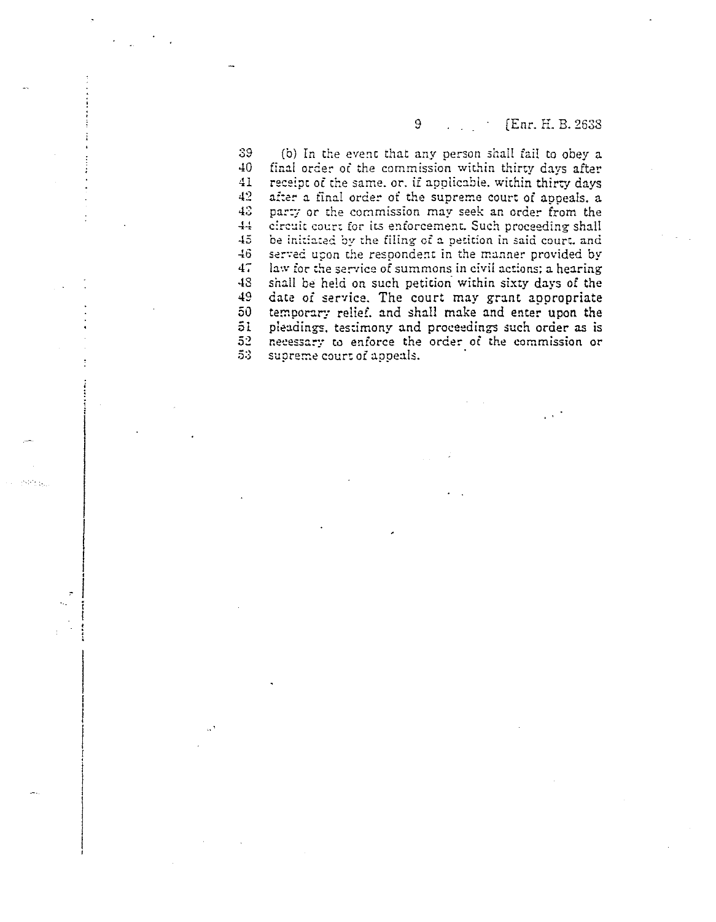(b) In the event that any person shall fail to obey a final order of the commission within thirty days after receipt of the same, or, if applicable, within thirty days after a final order of the supreme court of appeals, a party or the commission may seek an order from the circuit court for its enforcement. Such proceeding shall be initiated by the filing of a petition in said court, and served upon the respondent in the manner provided by law for the service of summons in civil actions; a hearing shall be held on such petition within sixty days of the date of service. The court may grant appropriate temporary relief, and shall make and enter upon the pleadings, testimony and proceedings such order as is necessary to enforce the order of the commission or supreme court of appeals.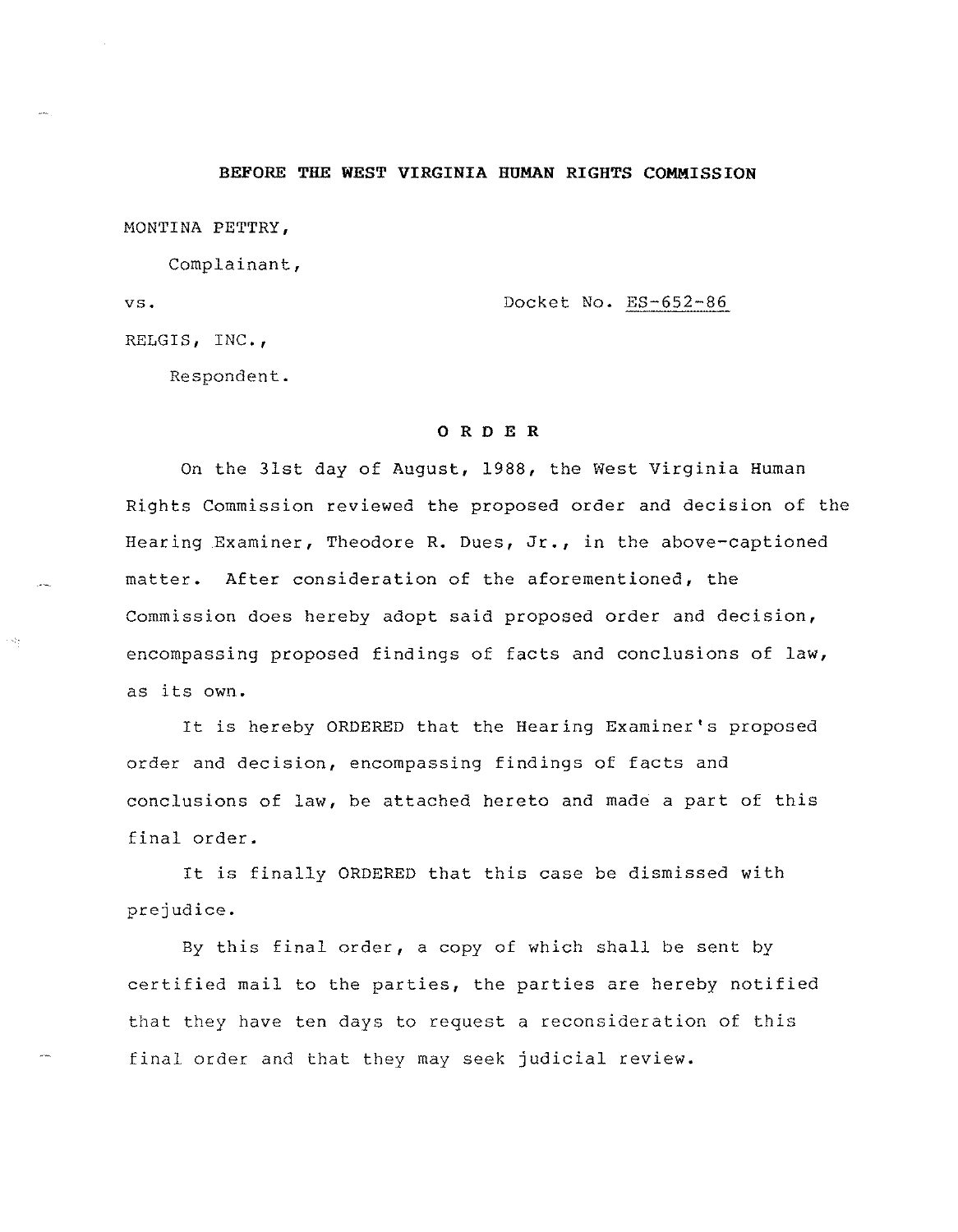**BEFORE THE WEST VIRGINIA HUMAN RIGHTS COMMISSION**

MONTINA PETTRY,

Complainant,

vs. Docket No. ES-652-86

RELGIS, INC.,

Respondent.

**O R D E R**

On the 31st day of August, 1988, the West Virginia Human Rights Commission reviewed the proposed order and decision of the Hearing Examiner, Theodore R. Dues, Jr., in the above-captioned matter. After consideration of the aforementioned, the Commission does hereby adopt said proposed order and decision, encompassing proposed findings of facts and conclusions of law, as its own.

It is hereby ORDERED that the Hearing Examiner's proposed order and decision, encompassing findings of facts and conclusions of law, be attached hereto and made a part of this final order.

It is finally ORDERED that this case be dismissed with prejudice.

By this final order, a copy of which shall be sent by certified mail to the parties, the parties are hereby notified that they have ten days to request a reconsideration of this final order and that they may seek judicial review.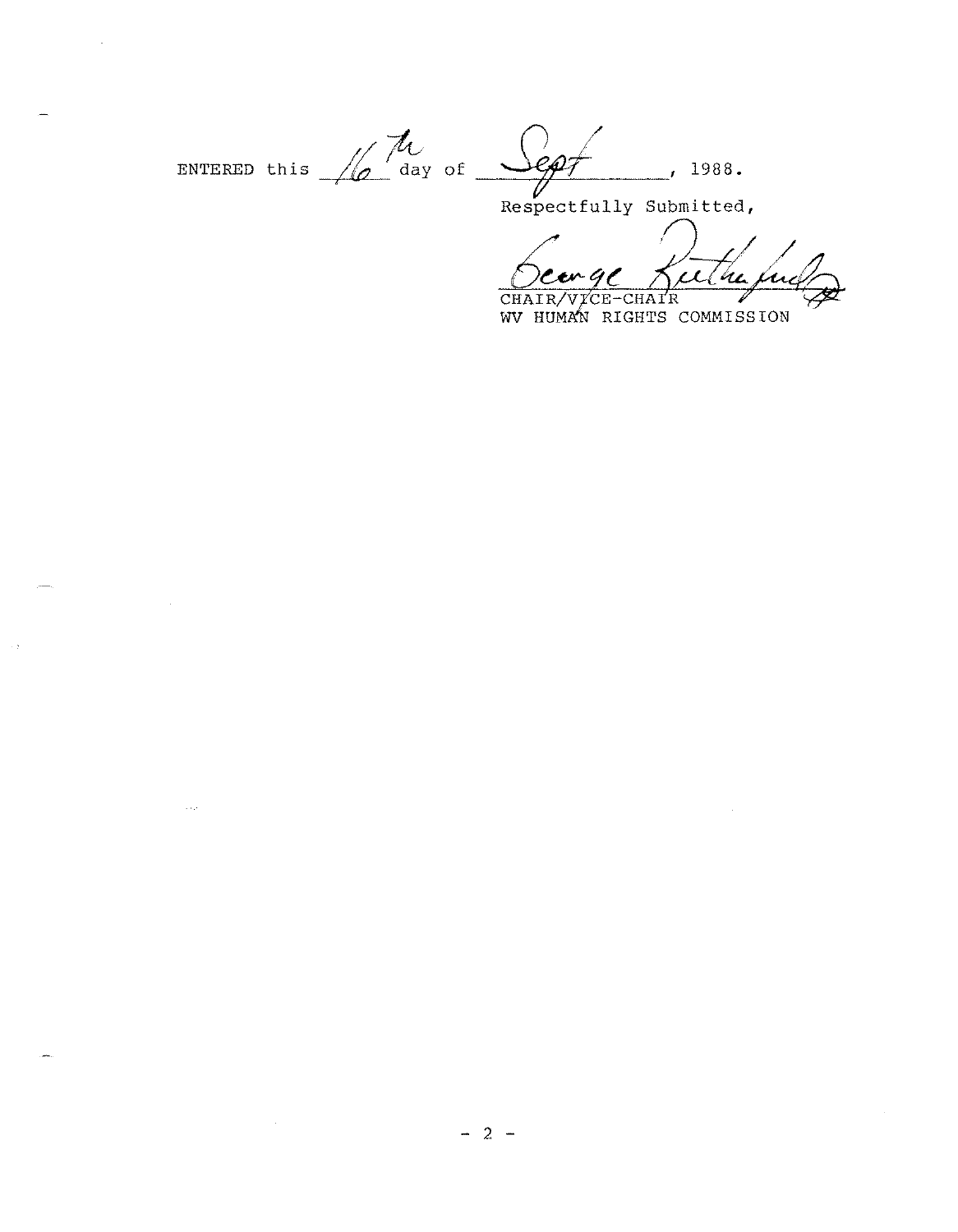ENTERED this 16th day of Sept, 1988.

Respectfully Submitted,

George Rutherford

CHAIR/VICE-CHAIR
WV HUMAN RIGHTS COMMISSION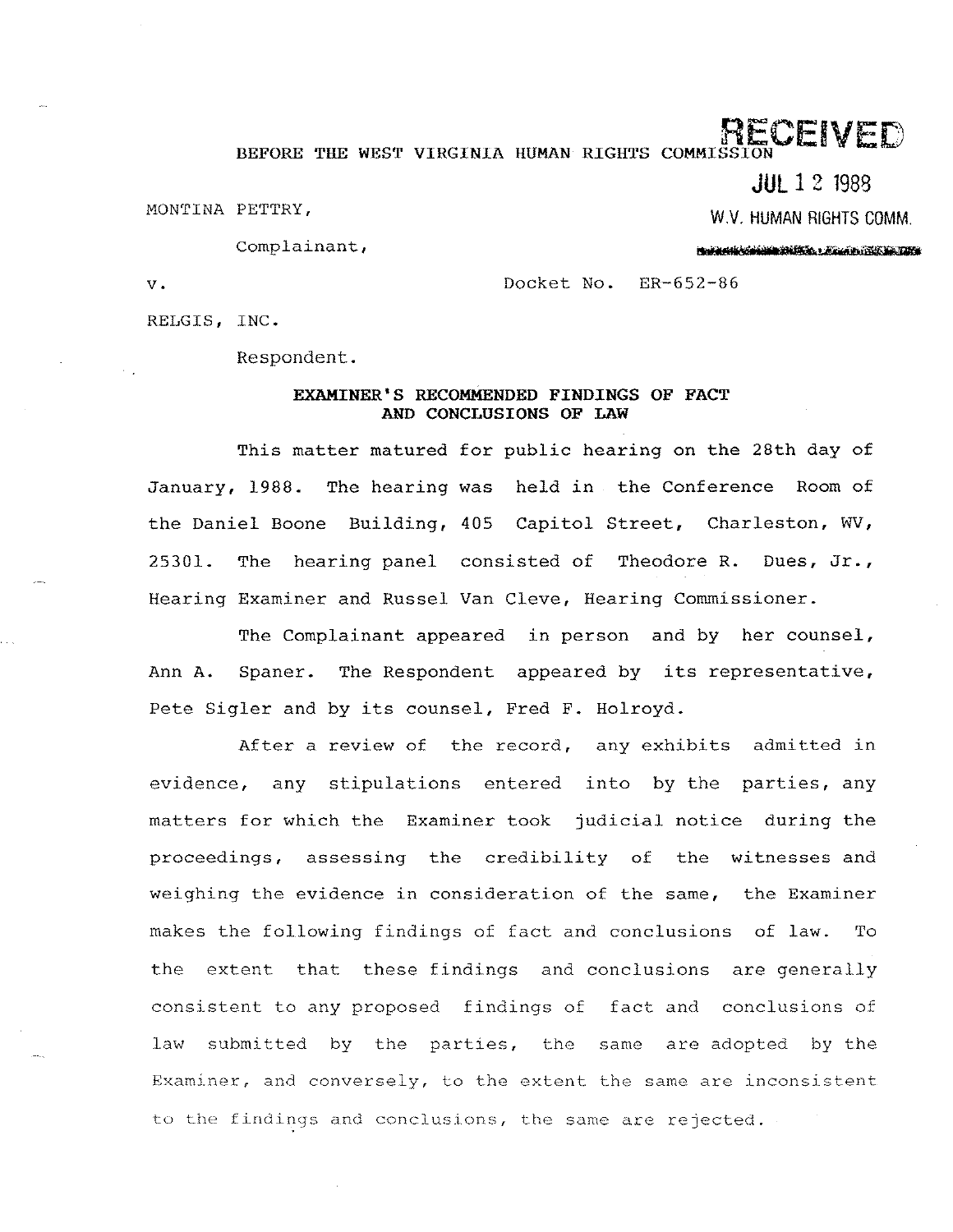**RECEIVED**

JUL 12 1988

W.V. HUMAN RIGHTS COMM.

BEFORE THE WEST VIRGINIA HUMAN RIGHTS COMMISSION

MONTINA PETTRY,

Complainant,

v. Docket No. ER-652-86

RELGIS, INC.

Respondent.

**EXAMINER'S RECOMMENDED FINDINGS OF FACT AND CONCLUSIONS OF LAW**

This matter matured for public hearing on the 28th day of January, 1988. The hearing was held in the Conference Room of the Daniel Boone Building, 405 Capitol Street, Charleston, WV, 25301. The hearing panel consisted of Theodore R. Dues, Jr., Hearing Examiner and Russel Van Cleve, Hearing Commissioner.

The Complainant appeared in person and by her counsel, Ann A. Spaner. The Respondent appeared by its representative, Pete Sigler and by its counsel, Fred F. Holroyd.

After a review of the record, any exhibits admitted in evidence, any stipulations entered into by the parties, any matters for which the Examiner took judicial notice during the proceedings, assessing the credibility of the witnesses and weighing the evidence in consideration of the same, the Examiner makes the following findings of fact and conclusions of law. To the extent that these findings and conclusions are generally consistent to any proposed findings of fact and conclusions of law submitted by the parties, the same are adopted by the Examiner, and conversely, to the extent the same are inconsistent to the findings and conclusions, the same are rejected.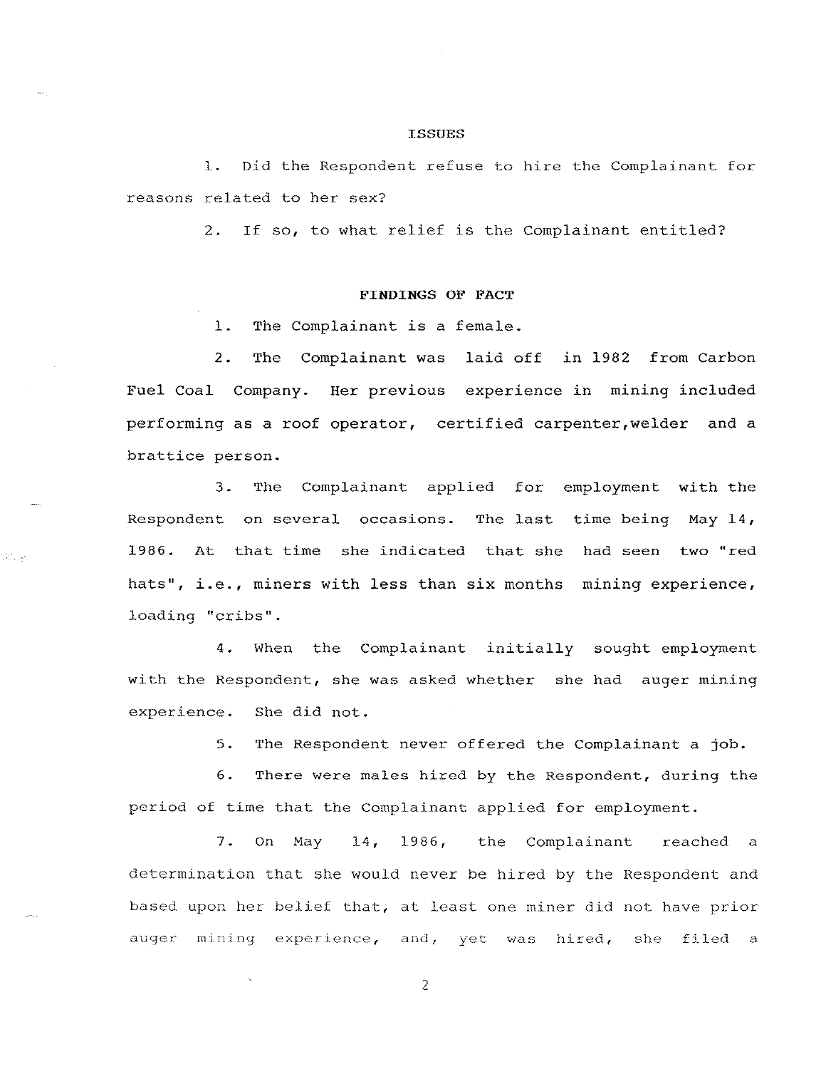## ISSUES

1. Did the Respondent refuse to hire the Complainant for reasons related to her sex?

2. If so, to what relief is the Complainant entitled?

## FINDINGS OF FACT

1. The Complainant is a female.

2. The Complainant was laid off in 1982 from Carbon Fuel Coal Company. Her previous experience in mining included performing as a roof operator, certified carpenter,welder and a brattice person.

3. The Complainant applied for employment with the Respondent on several occasions. The last time being May 14, 1986. At that time she indicated that she had seen two "red hats", i.e., miners with less than six months mining experience, loading "cribs".

4. When the Complainant initially sought employment with the Respondent, she was asked whether she had auger mining experience. She did not.

5. The Respondent never offered the Complainant a job.

6. There were males hired by the Respondent, during the period of time that the Complainant applied for employment.

7. On May 14, 1986, the Complainant reached a determination that she would never be hired by the Respondent and based upon her belief that, at least one miner did not have prior auger mining experience, and, yet was hired, she filed a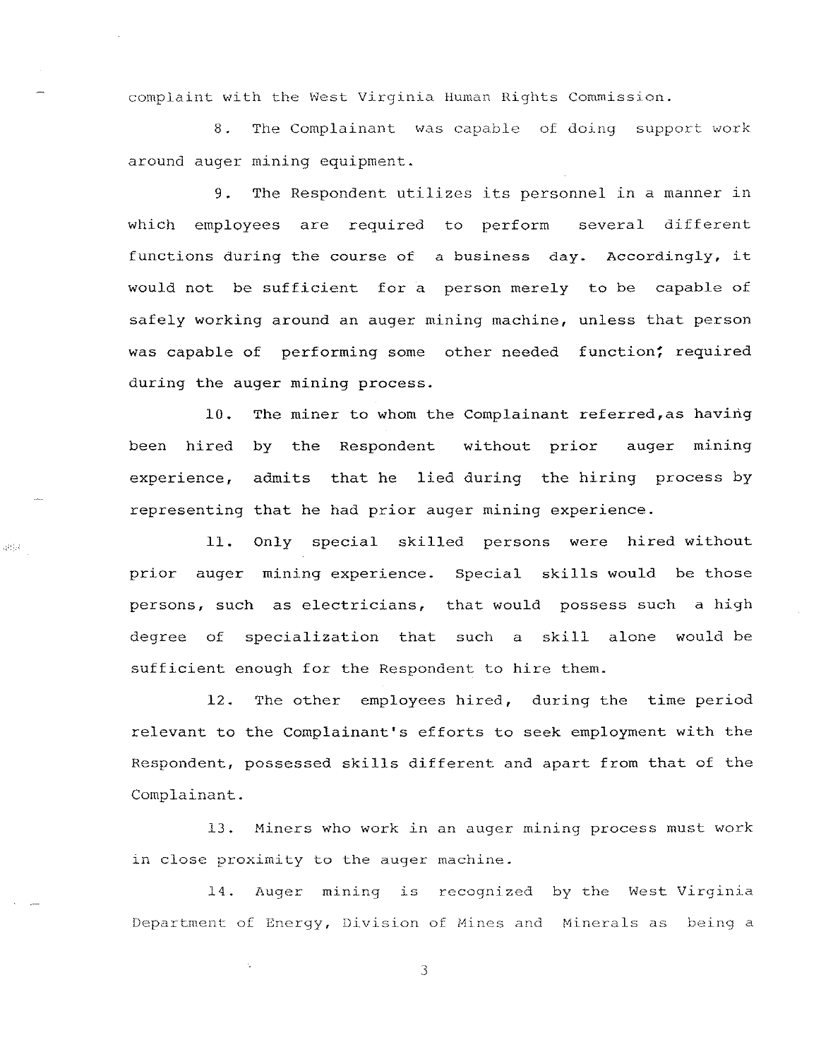complaint with the West Virginia Human Rights Commission.

8. The Complainant was capable of doing support work around auger mining equipment.

9. The Respondent utilizes its personnel in a manner in which employees are required to perform several different functions during the course of a business day. Accordingly, it would not be sufficient for a person merely to be capable of safely working around an auger mining machine, unless that person was capable of performing some other needed function; required during the auger mining process.

10. The miner to whom the Complainant referred,as having been hired by the Respondent without prior auger mining experience, admits that he lied during the hiring process by representing that he had prior auger mining experience.

11. Only special skilled persons were hired without prior auger mining experience. Special skills would be those persons, such as electricians, that would possess such a high degree of specialization that such a skill alone would be sufficient enough for the Respondent to hire them.

12. The other employees hired, during the time period relevant to the Complainant's efforts to seek employment with the Respondent, possessed skills different and apart from that of the Complainant.

13. Miners who work in an auger mining process must work in close proximity to the auger machine.

14. Auger mining is recognized by the West Virginia Department of Energy, Division of Mines and Minerals as being a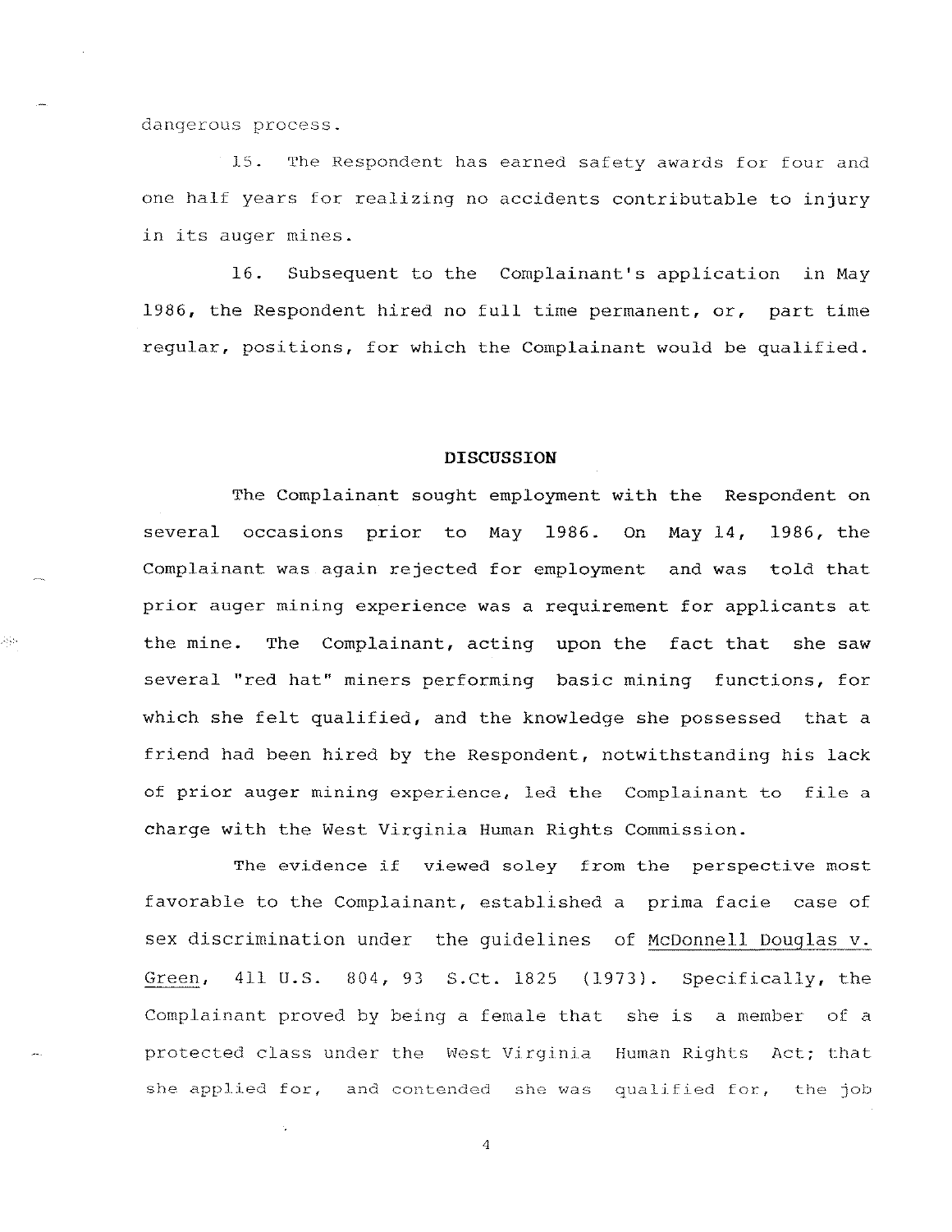dangerous process.

15. The Respondent has earned safety awards for four and one half years for realizing no accidents contributable to injury in its auger mines.

16. Subsequent to the Complainant's application in May 1986, the Respondent hired no full time permanent, or, part time regular, positions, for which the Complainant would be qualified.

**DISCUSSION**

The Complainant sought employment with the Respondent on several occasions prior to May 1986. On May 14, 1986, the Complainant was again rejected for employment and was told that prior auger mining experience was a requirement for applicants at the mine. The Complainant, acting upon the fact that she saw several "red hat" miners performing basic mining functions, for which she felt qualified, and the knowledge she possessed that a friend had been hired by the Respondent, notwithstanding his lack of prior auger mining experience, led the Complainant to file a charge with the West Virginia Human Rights Commission.

The evidence if viewed soley from the perspective most favorable to the Complainant, established a prima facie case of sex discrimination under the guidelines of McDonnell Douglas v. Green, 411 U.S. 804, 93 S.Ct. 1825 (1973). Specifically, the Complainant proved by being a female that she is a member of a protected class under the West Virginia Human Rights Act; that she applied for, and contended she was qualified for, the job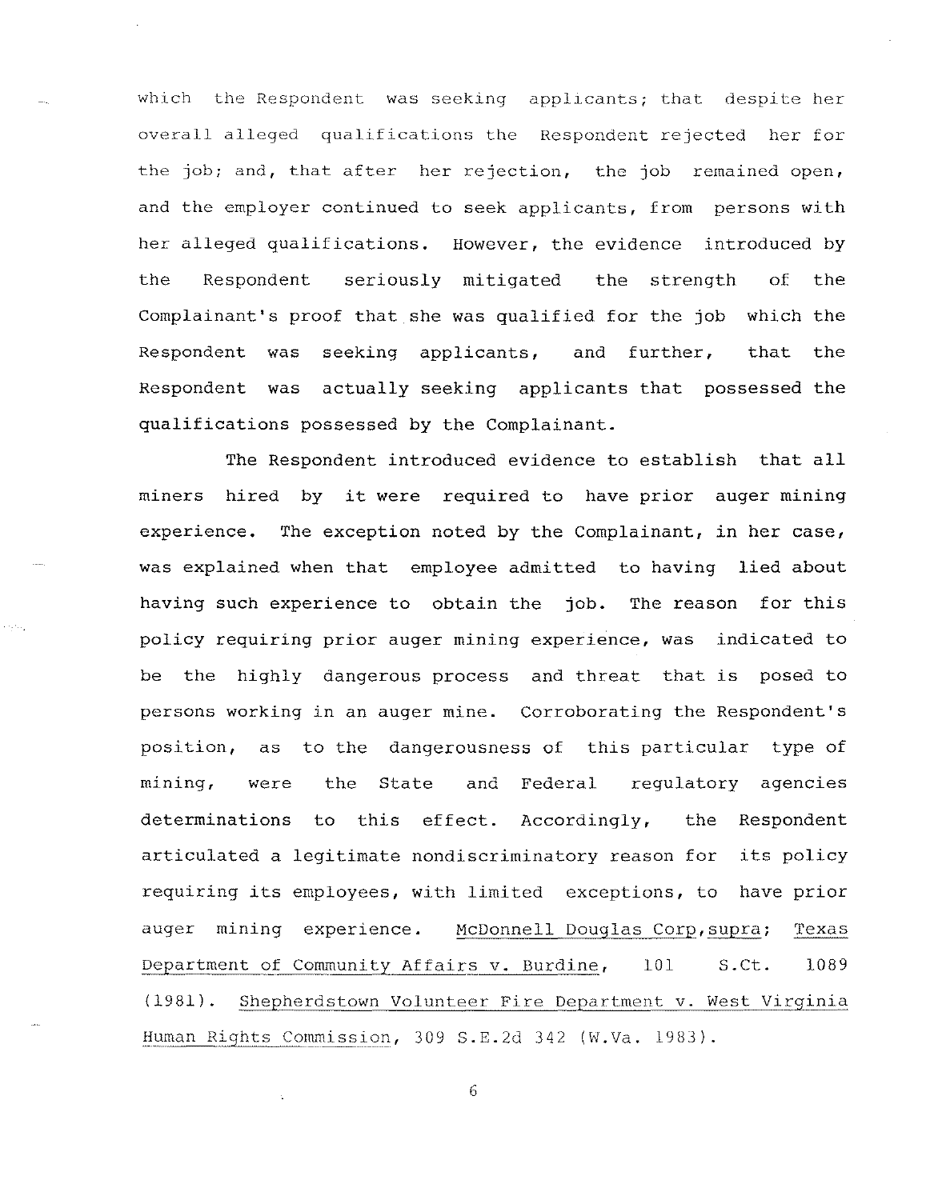which the Respondent was seeking applicants; that despite her overall alleged qualifications the Respondent rejected her for the job; and, that after her rejection, the job remained open, and the employer continued to seek applicants, from persons with her alleged qualifications. However, the evidence introduced by the Respondent seriously mitigated the strength of the Complainant's proof that she was qualified for the job which the Respondent was seeking applicants, and further, that the Respondent was actually seeking applicants that possessed the qualifications possessed by the Complainant.

The Respondent introduced evidence to establish that all miners hired by it were required to have prior auger mining experience. The exception noted by the Complainant, in her case, was explained when that employee admitted to having lied about having such experience to obtain the job. The reason for this policy requiring prior auger mining experience, was indicated to be the highly dangerous process and threat that is posed to persons working in an auger mine. Corroborating the Respondent's position, as to the dangerousness of this particular type of mining, were the State and Federal regulatory agencies determinations to this effect. Accordingly, the Respondent articulated a legitimate nondiscriminatory reason for its policy requiring its employees, with limited exceptions, to have prior auger mining experience. McDonnell Douglas Corp, supra; Texas Department of Community Affairs v. Burdine, 101 S.Ct. 1089 (1981). Shepherdstown Volunteer Fire Department v. West Virginia Human Rights Commission, 309 S.E.2d 342 (W.Va. 1983).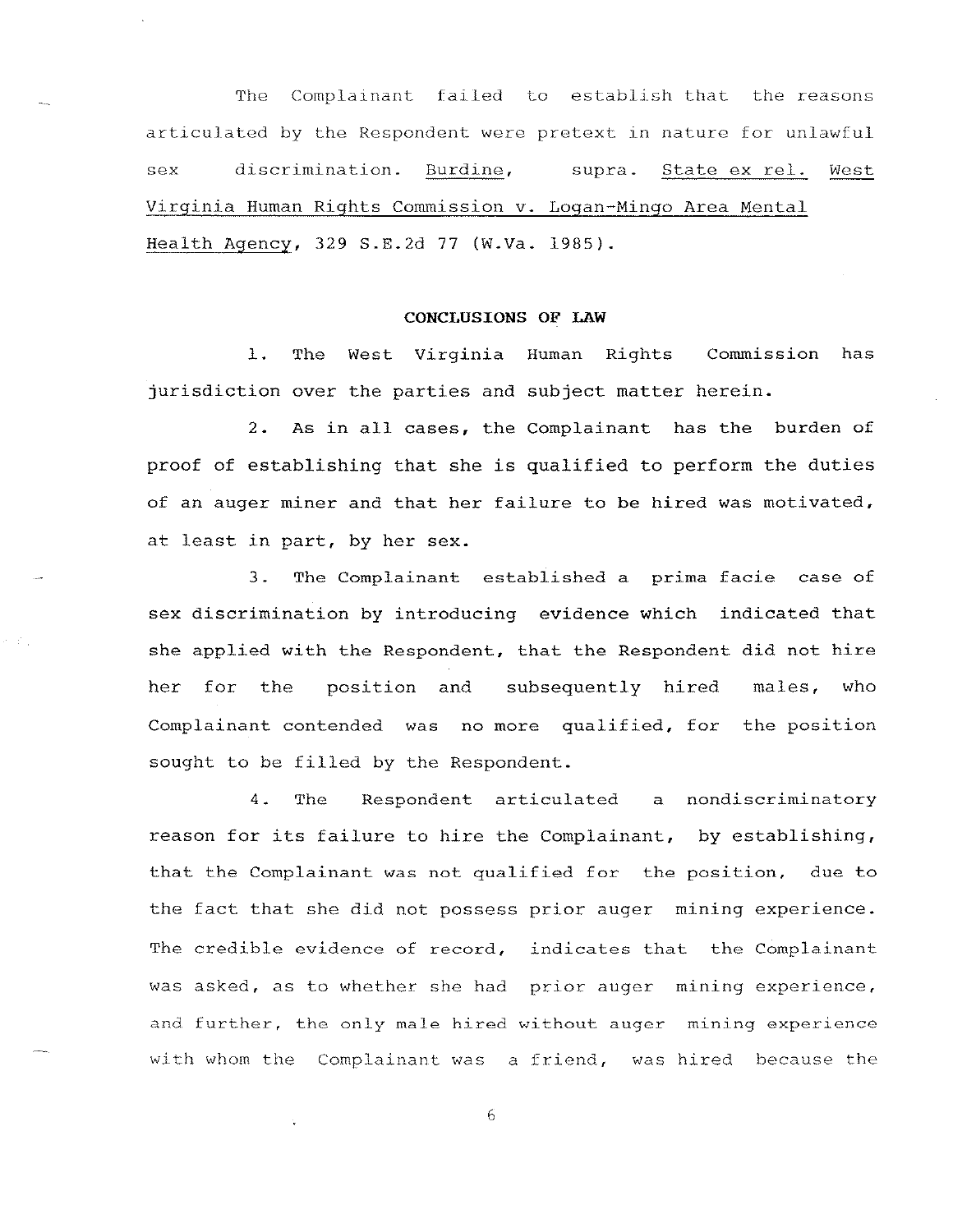The Complainant failed to establish that the reasons articulated by the Respondent were pretext in nature for unlawful sex discrimination. Burdine, supra. State ex rel. West Virginia Human Rights Commission v. Logan-Mingo Area Mental Health Agency, 329 S.E.2d 77 (W.Va. 1985).

**CONCLUSIONS OF LAW**

1. The West Virginia Human Rights Commission has jurisdiction over the parties and subject matter herein.

2. As in all cases, the Complainant has the burden of proof of establishing that she is qualified to perform the duties of an auger miner and that her failure to be hired was motivated, at least in part, by her sex.

3. The Complainant established a prima facie case of sex discrimination by introducing evidence which indicated that she applied with the Respondent, that the Respondent did not hire her for the position and subsequently hired males, who Complainant contended was no more qualified, for the position sought to be filled by the Respondent.

4. The Respondent articulated a nondiscriminatory reason for its failure to hire the Complainant, by establishing, that the Complainant was not qualified for the position, due to the fact that she did not possess prior auger mining experience. The credible evidence of record, indicates that the Complainant was asked, as to whether she had prior auger mining experience, and further, the only male hired without auger mining experience with whom the Complainant was a friend, was hired because the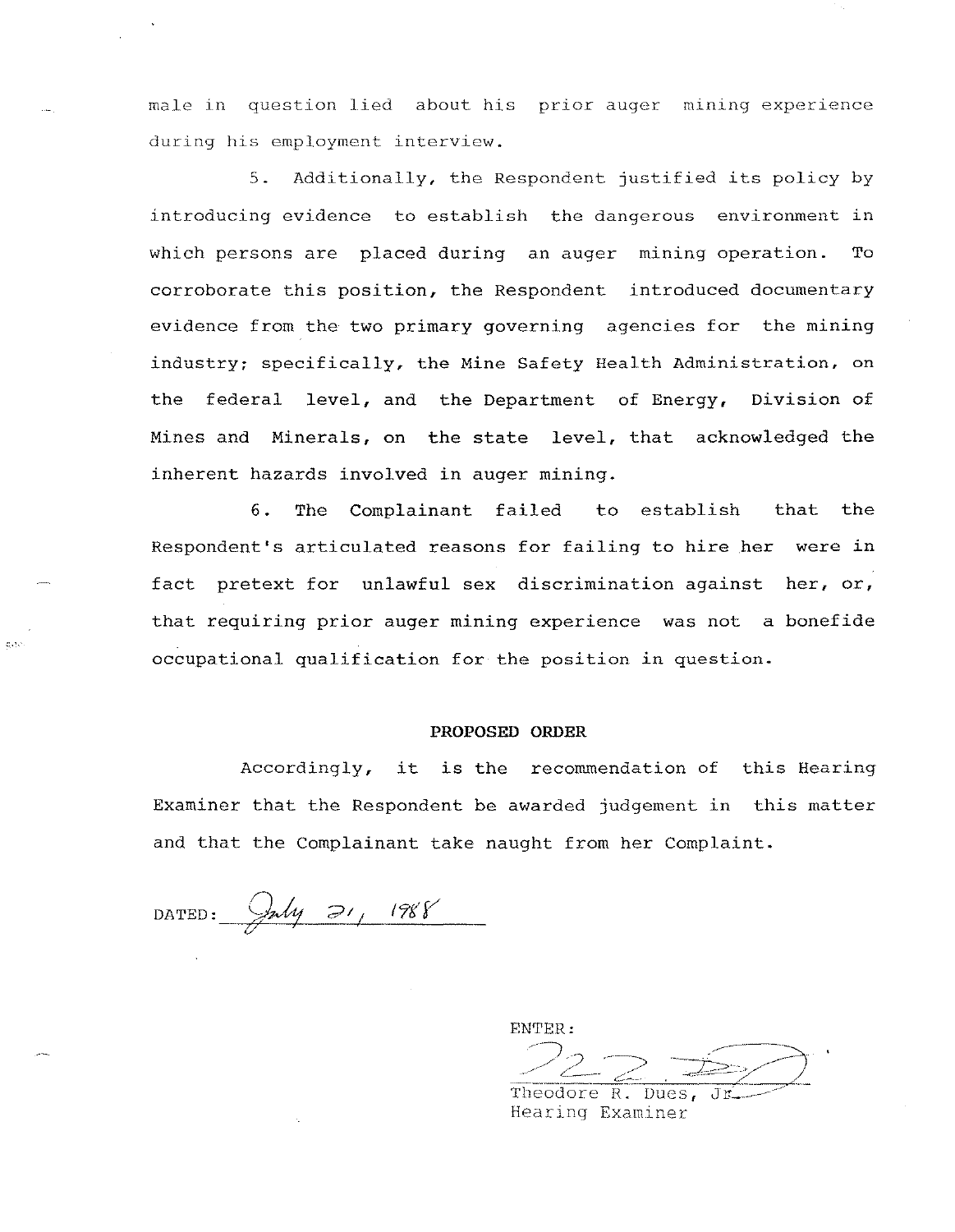male in question lied about his prior auger mining experience during his employment interview.

5. Additionally, the Respondent justified its policy by introducing evidence to establish the dangerous environment in which persons are placed during an auger mining operation. To corroborate this position, the Respondent introduced documentary evidence from the two primary governing agencies for the mining industry; specifically, the Mine Safety Health Administration, on the federal level, and the Department of Energy, Division of Mines and Minerals, on the state level, that acknowledged the inherent hazards involved in auger mining.

6. The Complainant failed to establish that the Respondent's articulated reasons for failing to hire her were in fact pretext for unlawful sex discrimination against her, or, that requiring prior auger mining experience was not a bonefide occupational qualification for the position in question.

**PROPOSED ORDER**

Accordingly, it is the recommendation of this Hearing Examiner that the Respondent be awarded judgement in this matter and that the Complainant take naught from her Complaint.

DATED: July 21, 1988

ENTER:

Theodore R. Dues, Jr.
Hearing Examiner